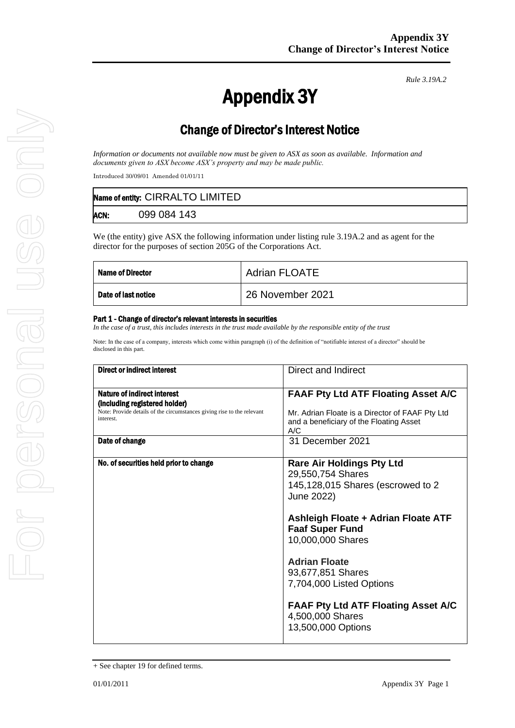*Rule 3.19A.2*

# Appendix 3Y

## Change of Director's Interest Notice

*Information or documents not available now must be given to ASX as soon as available. Information and documents given to ASX become ASX's property and may be made public.*

Introduced 30/09/01 Amended 01/01/11

| **Name of entity:** CIRRALTO LIMITED |
|---|
| **ACN:** 099 084 143 |

We (the entity) give ASX the following information under listing rule 3.19A.2 and as agent for the director for the purposes of section 205G of the Corporations Act.

| **Name of Director** | Adrian FLOATE |
|---|---|
| **Date of last notice** | 26 November 2021 |

#### Part 1 - Change of director's relevant interests in securities

*In the case of a trust, this includes interests in the trust made available by the responsible entity of the trust*

Note: In the case of a company, interests which come within paragraph (i) of the definition of "notifiable interest of a director" should be disclosed in this part.

| **Direct or indirect interest** | Direct and Indirect |
|---|---|
| **Nature of indirect interest (including registered holder)**<br>Note: Provide details of the circumstances giving rise to the relevant interest. | **FAAF Pty Ltd ATF Floating Asset A/C**<br><br>Mr. Adrian Floate is a Director of FAAF Pty Ltd and a beneficiary of the Floating Asset A/C |
| **Date of change** | 31 December 2021 |
| **No. of securities held prior to change** | **Rare Air Holdings Pty Ltd**<br>29,550,754 Shares<br>145,128,015 Shares (escrowed to 2 June 2022)<br><br>**Ashleigh Floate + Adrian Floate ATF Faaf Super Fund**<br>10,000,000 Shares<br><br>**Adrian Floate**<br>93,677,851 Shares<br>7,704,000 Listed Options<br><br>**FAAF Pty Ltd ATF Floating Asset A/C**<br>4,500,000 Shares<br>13,500,000 Options |

+ See chapter 19 for defined terms.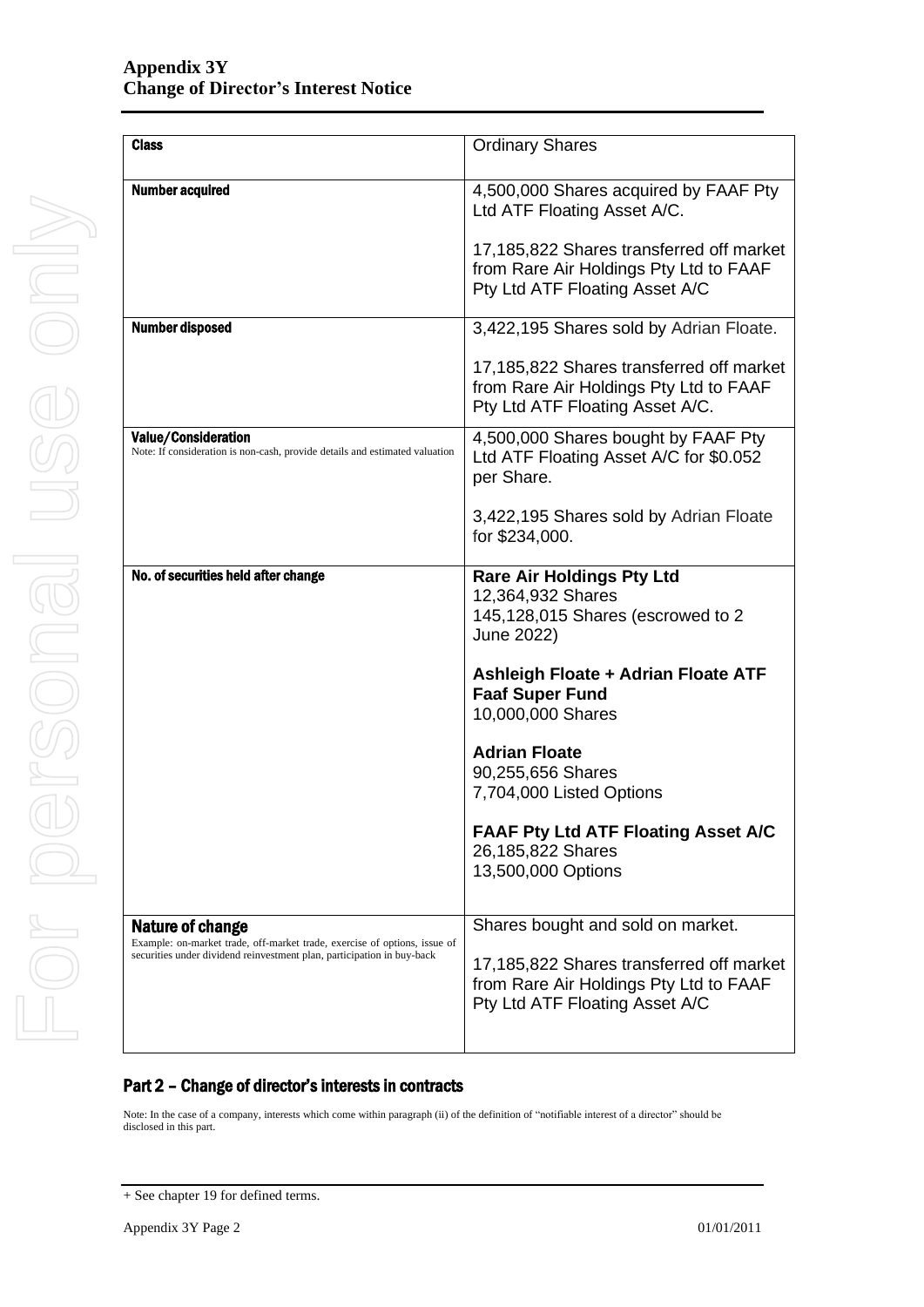| Class | Ordinary Shares |
|---|---|
| **Number acquired** | 4,500,000 Shares acquired by FAAF Pty Ltd ATF Floating Asset A/C.<br><br>17,185,822 Shares transferred off market from Rare Air Holdings Pty Ltd to FAAF Pty Ltd ATF Floating Asset A/C |
| **Number disposed** | 3,422,195 Shares sold by Adrian Floate.<br><br>17,185,822 Shares transferred off market from Rare Air Holdings Pty Ltd to FAAF Pty Ltd ATF Floating Asset A/C. |
| **Value/Consideration**<br>Note: If consideration is non-cash, provide details and estimated valuation | 4,500,000 Shares bought by FAAF Pty Ltd ATF Floating Asset A/C for $0.052 per Share.<br><br>3,422,195 Shares sold by Adrian Floate for $234,000. |
| **No. of securities held after change** | **Rare Air Holdings Pty Ltd**<br>12,364,932 Shares<br>145,128,015 Shares (escrowed to 2 June 2022)<br><br>**Ashleigh Floate + Adrian Floate ATF Faaf Super Fund**<br>10,000,000 Shares<br><br>**Adrian Floate**<br>90,255,656 Shares<br>7,704,000 Listed Options<br><br>**FAAF Pty Ltd ATF Floating Asset A/C**<br>26,185,822 Shares<br>13,500,000 Options |
| **Nature of change**<br>Example: on-market trade, off-market trade, exercise of options, issue of securities under dividend reinvestment plan, participation in buy-back | Shares bought and sold on market.<br><br>17,185,822 Shares transferred off market from Rare Air Holdings Pty Ltd to FAAF Pty Ltd ATF Floating Asset A/C |

## Part 2 – Change of director's interests in contracts

Note: In the case of a company, interests which come within paragraph (ii) of the definition of "notifiable interest of a director" should be disclosed in this part.

+ See chapter 19 for defined terms.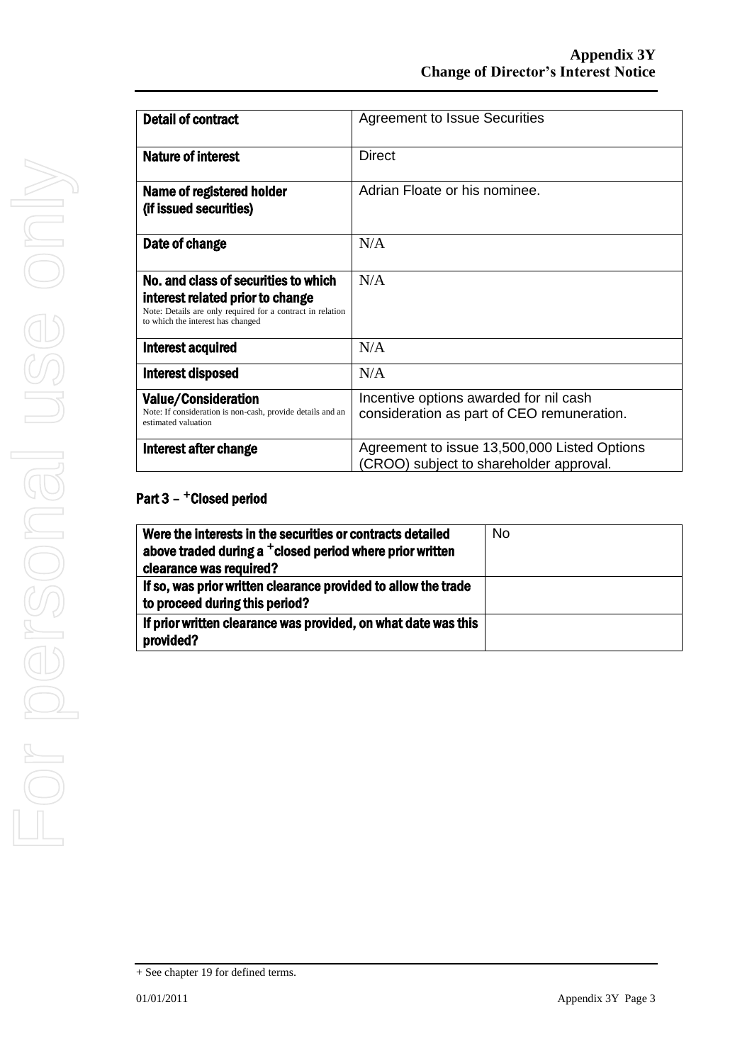| | |
|---|---|
| **Detail of contract** | Agreement to Issue Securities |
| **Nature of interest** | Direct |
| **Name of registered holder (if issued securities)** | Adrian Floate or his nominee. |
| **Date of change** | N/A |
| **No. and class of securities to which interest related prior to change** Note: Details are only required for a contract in relation to which the interest has changed | N/A |
| **Interest acquired** | N/A |
| **Interest disposed** | N/A |
| **Value/Consideration** Note: If consideration is non-cash, provide details and an estimated valuation | Incentive options awarded for nil cash consideration as part of CEO remuneration. |
| **Interest after change** | Agreement to issue 13,500,000 Listed Options (CROO) subject to shareholder approval. |

## Part 3 – +Closed period

| | |
|---|---|
| **Were the interests in the securities or contracts detailed above traded during a +closed period where prior written clearance was required?** | No |
| **If so, was prior written clearance provided to allow the trade to proceed during this period?** | |
| **If prior written clearance was provided, on what date was this provided?** | |

+ See chapter 19 for defined terms.